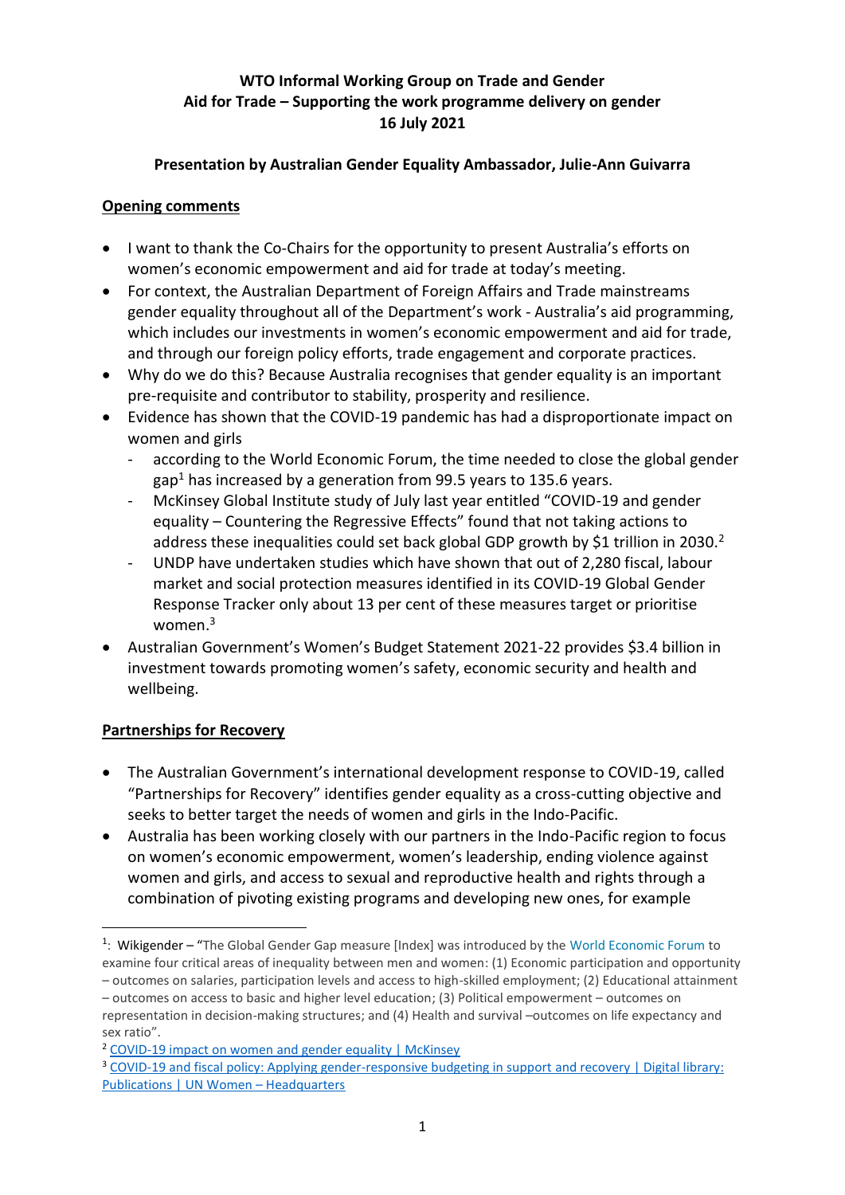**WTO Informal Working Group on Trade and Gender**
**Aid for Trade – Supporting the work programme delivery on gender**
**16 July 2021**

**Presentation by Australian Gender Equality Ambassador, Julie-Ann Guivarra**

**Opening comments**

- I want to thank the Co-Chairs for the opportunity to present Australia's efforts on women's economic empowerment and aid for trade at today's meeting.
- For context, the Australian Department of Foreign Affairs and Trade mainstreams gender equality throughout all of the Department's work - Australia's aid programming, which includes our investments in women's economic empowerment and aid for trade, and through our foreign policy efforts, trade engagement and corporate practices.
- Why do we do this? Because Australia recognises that gender equality is an important pre-requisite and contributor to stability, prosperity and resilience.
- Evidence has shown that the COVID-19 pandemic has had a disproportionate impact on women and girls
  - according to the World Economic Forum, the time needed to close the global gender gap[1] has increased by a generation from 99.5 years to 135.6 years.
  - McKinsey Global Institute study of July last year entitled "COVID-19 and gender equality – Countering the Regressive Effects" found that not taking actions to address these inequalities could set back global GDP growth by $1 trillion in 2030.[2]
  - UNDP have undertaken studies which have shown that out of 2,280 fiscal, labour market and social protection measures identified in its COVID-19 Global Gender Response Tracker only about 13 per cent of these measures target or prioritise women.[3]
- Australian Government's Women's Budget Statement 2021-22 provides $3.4 billion in investment towards promoting women's safety, economic security and health and wellbeing.

**Partnerships for Recovery**

- The Australian Government's international development response to COVID-19, called "Partnerships for Recovery" identifies gender equality as a cross-cutting objective and seeks to better target the needs of women and girls in the Indo-Pacific.
- Australia has been working closely with our partners in the Indo-Pacific region to focus on women's economic empowerment, women's leadership, ending violence against women and girls, and access to sexual and reproductive health and rights through a combination of pivoting existing programs and developing new ones, for example

---

[1]: Wikigender – "The Global Gender Gap measure [Index] was introduced by the World Economic Forum to examine four critical areas of inequality between men and women: (1) Economic participation and opportunity – outcomes on salaries, participation levels and access to high-skilled employment; (2) Educational attainment – outcomes on access to basic and higher level education; (3) Political empowerment – outcomes on representation in decision-making structures; and (4) Health and survival –outcomes on life expectancy and sex ratio".

[2] COVID-19 impact on women and gender equality | McKinsey

[3] COVID-19 and fiscal policy: Applying gender-responsive budgeting in support and recovery | Digital library: Publications | UN Women – Headquarters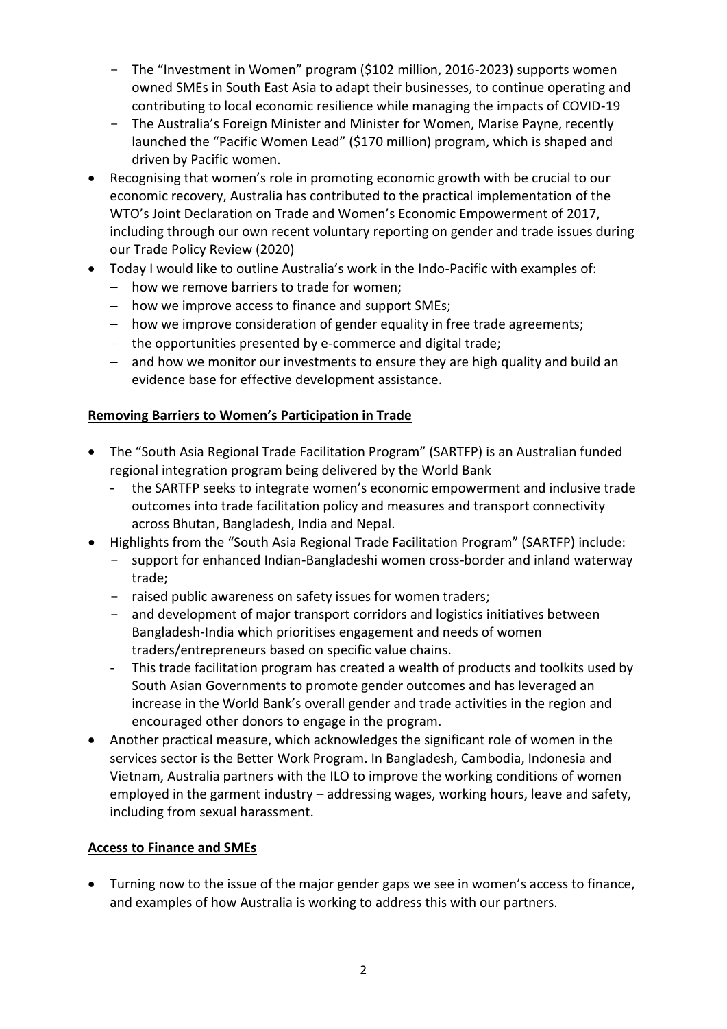- The "Investment in Women" program ($102 million, 2016-2023) supports women owned SMEs in South East Asia to adapt their businesses, to continue operating and contributing to local economic resilience while managing the impacts of COVID-19
  - The Australia's Foreign Minister and Minister for Women, Marise Payne, recently launched the "Pacific Women Lead" ($170 million) program, which is shaped and driven by Pacific women.
- Recognising that women's role in promoting economic growth with be crucial to our economic recovery, Australia has contributed to the practical implementation of the WTO's Joint Declaration on Trade and Women's Economic Empowerment of 2017, including through our own recent voluntary reporting on gender and trade issues during our Trade Policy Review (2020)
- Today I would like to outline Australia's work in the Indo-Pacific with examples of:
  - how we remove barriers to trade for women;
  - how we improve access to finance and support SMEs;
  - how we improve consideration of gender equality in free trade agreements;
  - the opportunities presented by e-commerce and digital trade;
  - and how we monitor our investments to ensure they are high quality and build an evidence base for effective development assistance.

**Removing Barriers to Women's Participation in Trade**

- The "South Asia Regional Trade Facilitation Program" (SARTFP) is an Australian funded regional integration program being delivered by the World Bank
  - the SARTFP seeks to integrate women's economic empowerment and inclusive trade outcomes into trade facilitation policy and measures and transport connectivity across Bhutan, Bangladesh, India and Nepal.
- Highlights from the "South Asia Regional Trade Facilitation Program" (SARTFP) include:
  - support for enhanced Indian-Bangladeshi women cross-border and inland waterway trade;
  - raised public awareness on safety issues for women traders;
  - and development of major transport corridors and logistics initiatives between Bangladesh-India which prioritises engagement and needs of women traders/entrepreneurs based on specific value chains.
  - This trade facilitation program has created a wealth of products and toolkits used by South Asian Governments to promote gender outcomes and has leveraged an increase in the World Bank's overall gender and trade activities in the region and encouraged other donors to engage in the program.
- Another practical measure, which acknowledges the significant role of women in the services sector is the Better Work Program. In Bangladesh, Cambodia, Indonesia and Vietnam, Australia partners with the ILO to improve the working conditions of women employed in the garment industry – addressing wages, working hours, leave and safety, including from sexual harassment.

**Access to Finance and SMEs**

- Turning now to the issue of the major gender gaps we see in women's access to finance, and examples of how Australia is working to address this with our partners.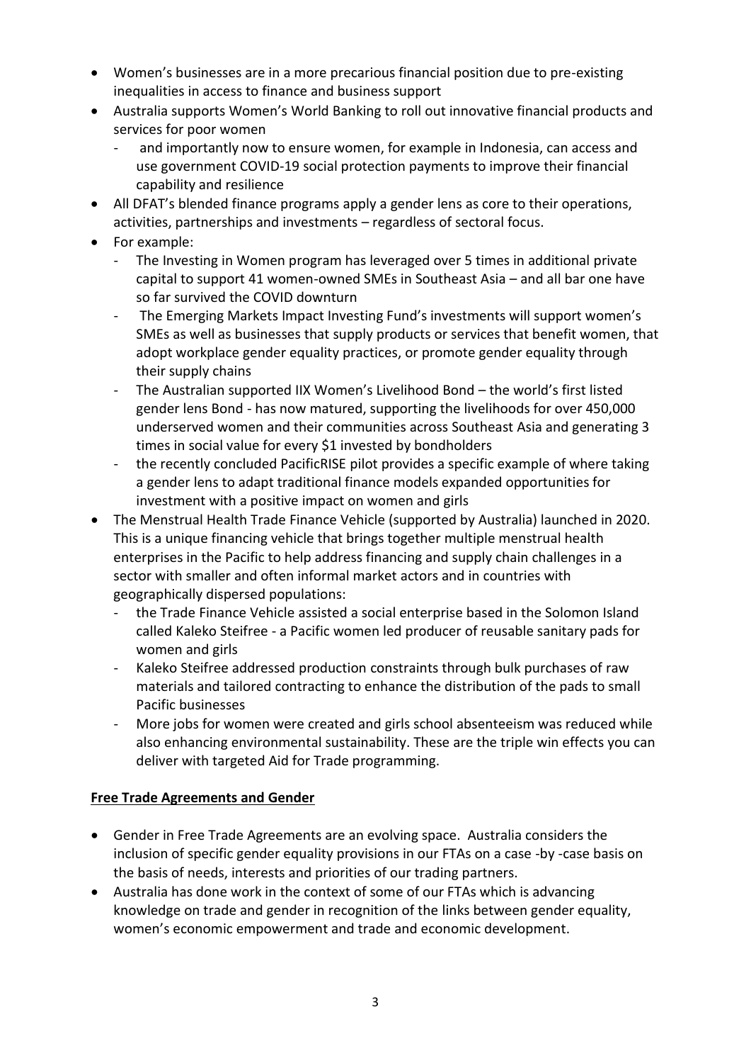- Women's businesses are in a more precarious financial position due to pre-existing inequalities in access to finance and business support
- Australia supports Women's World Banking to roll out innovative financial products and services for poor women
  - and importantly now to ensure women, for example in Indonesia, can access and use government COVID-19 social protection payments to improve their financial capability and resilience
- All DFAT's blended finance programs apply a gender lens as core to their operations, activities, partnerships and investments – regardless of sectoral focus.
- For example:
  - The Investing in Women program has leveraged over 5 times in additional private capital to support 41 women-owned SMEs in Southeast Asia – and all bar one have so far survived the COVID downturn
  - The Emerging Markets Impact Investing Fund's investments will support women's SMEs as well as businesses that supply products or services that benefit women, that adopt workplace gender equality practices, or promote gender equality through their supply chains
  - The Australian supported IIX Women's Livelihood Bond – the world's first listed gender lens Bond - has now matured, supporting the livelihoods for over 450,000 underserved women and their communities across Southeast Asia and generating 3 times in social value for every $1 invested by bondholders
  - the recently concluded PacificRISE pilot provides a specific example of where taking a gender lens to adapt traditional finance models expanded opportunities for investment with a positive impact on women and girls
- The Menstrual Health Trade Finance Vehicle (supported by Australia) launched in 2020. This is a unique financing vehicle that brings together multiple menstrual health enterprises in the Pacific to help address financing and supply chain challenges in a sector with smaller and often informal market actors and in countries with geographically dispersed populations:
  - the Trade Finance Vehicle assisted a social enterprise based in the Solomon Island called Kaleko Steifree - a Pacific women led producer of reusable sanitary pads for women and girls
  - Kaleko Steifree addressed production constraints through bulk purchases of raw materials and tailored contracting to enhance the distribution of the pads to small Pacific businesses
  - More jobs for women were created and girls school absenteeism was reduced while also enhancing environmental sustainability. These are the triple win effects you can deliver with targeted Aid for Trade programming.

**Free Trade Agreements and Gender**

- Gender in Free Trade Agreements are an evolving space. Australia considers the inclusion of specific gender equality provisions in our FTAs on a case -by -case basis on the basis of needs, interests and priorities of our trading partners.
- Australia has done work in the context of some of our FTAs which is advancing knowledge on trade and gender in recognition of the links between gender equality, women's economic empowerment and trade and economic development.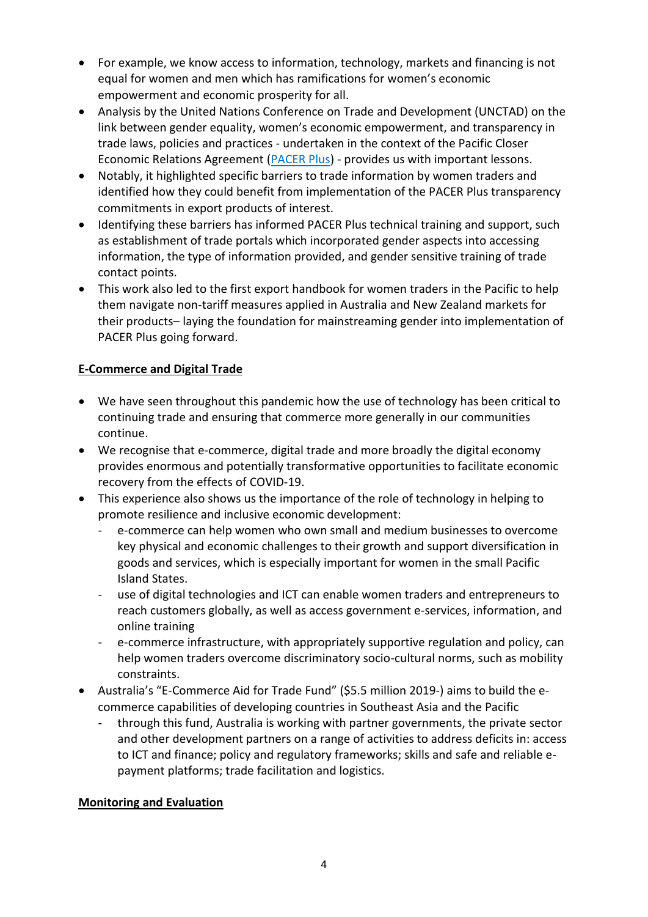- For example, we know access to information, technology, markets and financing is not equal for women and men which has ramifications for women's economic empowerment and economic prosperity for all.
- Analysis by the United Nations Conference on Trade and Development (UNCTAD) on the link between gender equality, women's economic empowerment, and transparency in trade laws, policies and practices - undertaken in the context of the Pacific Closer Economic Relations Agreement (PACER Plus) - provides us with important lessons.
- Notably, it highlighted specific barriers to trade information by women traders and identified how they could benefit from implementation of the PACER Plus transparency commitments in export products of interest.
- Identifying these barriers has informed PACER Plus technical training and support, such as establishment of trade portals which incorporated gender aspects into accessing information, the type of information provided, and gender sensitive training of trade contact points.
- This work also led to the first export handbook for women traders in the Pacific to help them navigate non-tariff measures applied in Australia and New Zealand markets for their products– laying the foundation for mainstreaming gender into implementation of PACER Plus going forward.

**E-Commerce and Digital Trade**

- We have seen throughout this pandemic how the use of technology has been critical to continuing trade and ensuring that commerce more generally in our communities continue.
- We recognise that e-commerce, digital trade and more broadly the digital economy provides enormous and potentially transformative opportunities to facilitate economic recovery from the effects of COVID-19.
- This experience also shows us the importance of the role of technology in helping to promote resilience and inclusive economic development:
  - e-commerce can help women who own small and medium businesses to overcome key physical and economic challenges to their growth and support diversification in goods and services, which is especially important for women in the small Pacific Island States.
  - use of digital technologies and ICT can enable women traders and entrepreneurs to reach customers globally, as well as access government e-services, information, and online training
  - e-commerce infrastructure, with appropriately supportive regulation and policy, can help women traders overcome discriminatory socio-cultural norms, such as mobility constraints.
- Australia's "E-Commerce Aid for Trade Fund" ($5.5 million 2019-) aims to build the e-commerce capabilities of developing countries in Southeast Asia and the Pacific
  - through this fund, Australia is working with partner governments, the private sector and other development partners on a range of activities to address deficits in: access to ICT and finance; policy and regulatory frameworks; skills and safe and reliable e-payment platforms; trade facilitation and logistics.

**Monitoring and Evaluation**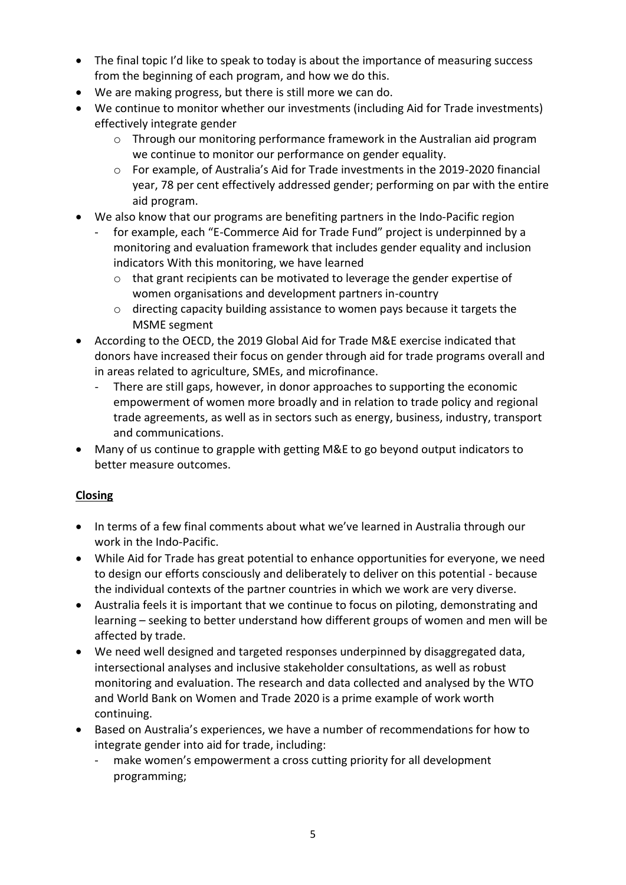- The final topic I'd like to speak to today is about the importance of measuring success from the beginning of each program, and how we do this.
- We are making progress, but there is still more we can do.
- We continue to monitor whether our investments (including Aid for Trade investments) effectively integrate gender
  - Through our monitoring performance framework in the Australian aid program we continue to monitor our performance on gender equality.
  - For example, of Australia's Aid for Trade investments in the 2019-2020 financial year, 78 per cent effectively addressed gender; performing on par with the entire aid program.
- We also know that our programs are benefiting partners in the Indo-Pacific region
  - for example, each "E-Commerce Aid for Trade Fund" project is underpinned by a monitoring and evaluation framework that includes gender equality and inclusion indicators With this monitoring, we have learned
    - that grant recipients can be motivated to leverage the gender expertise of women organisations and development partners in-country
    - directing capacity building assistance to women pays because it targets the MSME segment
- According to the OECD, the 2019 Global Aid for Trade M&E exercise indicated that donors have increased their focus on gender through aid for trade programs overall and in areas related to agriculture, SMEs, and microfinance.
  - There are still gaps, however, in donor approaches to supporting the economic empowerment of women more broadly and in relation to trade policy and regional trade agreements, as well as in sectors such as energy, business, industry, transport and communications.
- Many of us continue to grapple with getting M&E to go beyond output indicators to better measure outcomes.

**<u>Closing</u>**

- In terms of a few final comments about what we've learned in Australia through our work in the Indo-Pacific.
- While Aid for Trade has great potential to enhance opportunities for everyone, we need to design our efforts consciously and deliberately to deliver on this potential - because the individual contexts of the partner countries in which we work are very diverse.
- Australia feels it is important that we continue to focus on piloting, demonstrating and learning – seeking to better understand how different groups of women and men will be affected by trade.
- We need well designed and targeted responses underpinned by disaggregated data, intersectional analyses and inclusive stakeholder consultations, as well as robust monitoring and evaluation. The research and data collected and analysed by the WTO and World Bank on Women and Trade 2020 is a prime example of work worth continuing.
- Based on Australia's experiences, we have a number of recommendations for how to integrate gender into aid for trade, including:
  - make women's empowerment a cross cutting priority for all development programming;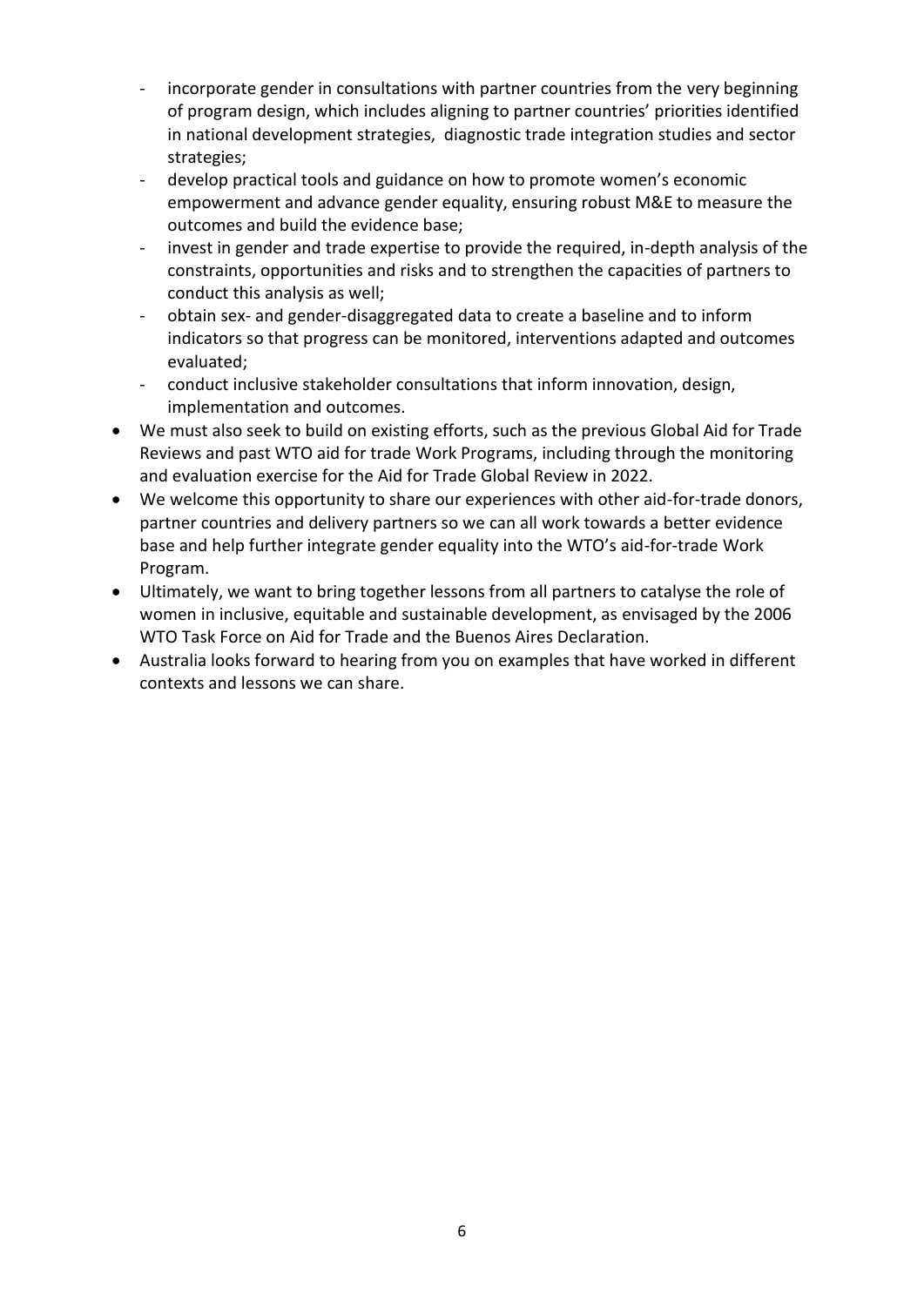- incorporate gender in consultations with partner countries from the very beginning of program design, which includes aligning to partner countries' priorities identified in national development strategies, diagnostic trade integration studies and sector strategies;
  - develop practical tools and guidance on how to promote women's economic empowerment and advance gender equality, ensuring robust M&E to measure the outcomes and build the evidence base;
  - invest in gender and trade expertise to provide the required, in-depth analysis of the constraints, opportunities and risks and to strengthen the capacities of partners to conduct this analysis as well;
  - obtain sex- and gender-disaggregated data to create a baseline and to inform indicators so that progress can be monitored, interventions adapted and outcomes evaluated;
  - conduct inclusive stakeholder consultations that inform innovation, design, implementation and outcomes.
- We must also seek to build on existing efforts, such as the previous Global Aid for Trade Reviews and past WTO aid for trade Work Programs, including through the monitoring and evaluation exercise for the Aid for Trade Global Review in 2022.
- We welcome this opportunity to share our experiences with other aid-for-trade donors, partner countries and delivery partners so we can all work towards a better evidence base and help further integrate gender equality into the WTO's aid-for-trade Work Program.
- Ultimately, we want to bring together lessons from all partners to catalyse the role of women in inclusive, equitable and sustainable development, as envisaged by the 2006 WTO Task Force on Aid for Trade and the Buenos Aires Declaration.
- Australia looks forward to hearing from you on examples that have worked in different contexts and lessons we can share.